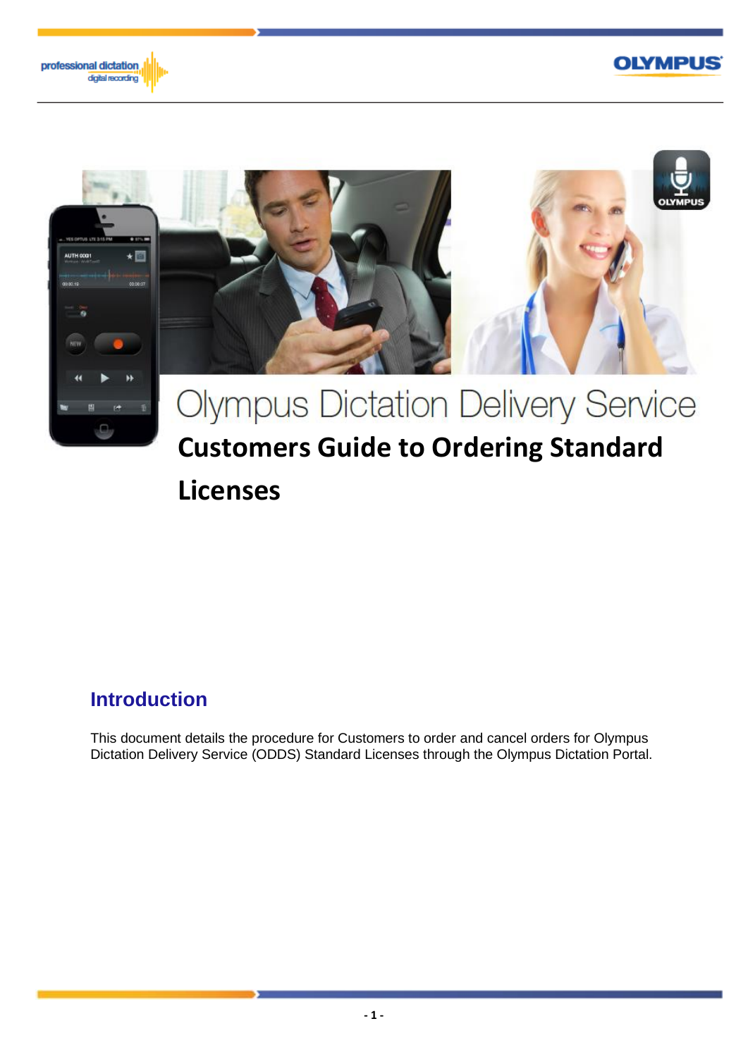# Olympus Dictation Delivery Service

## Customers Guide to Ordering Standard Licenses

### Introduction

This document details the procedure for Customers to order and cancel orders for Olympus Dictation Delivery Service (ODDS) Standard Licenses through the Olympus Dictation Portal.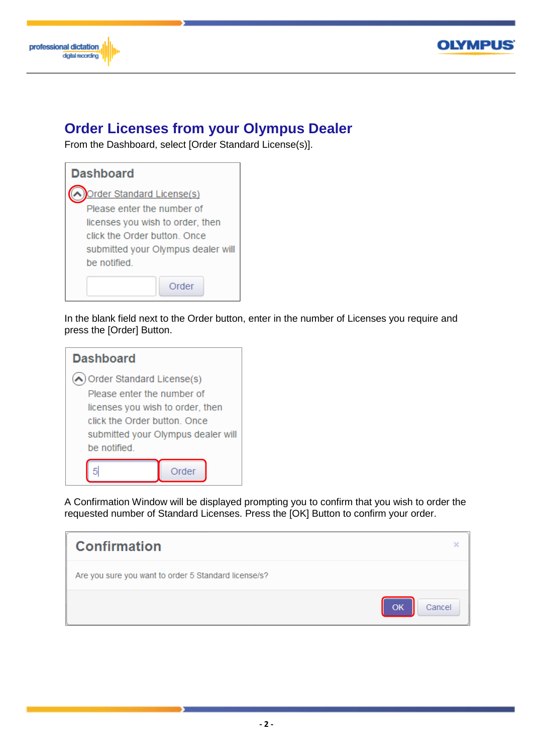# Order Licenses from your Olympus Dealer

From the Dashboard, select [Order Standard License(s)].

In the blank field next to the Order button, enter in the number of Licenses you require and press the [Order] Button.

A Confirmation Window will be displayed prompting you to confirm that you wish to order the requested number of Standard Licenses. Press the [OK] Button to confirm your order.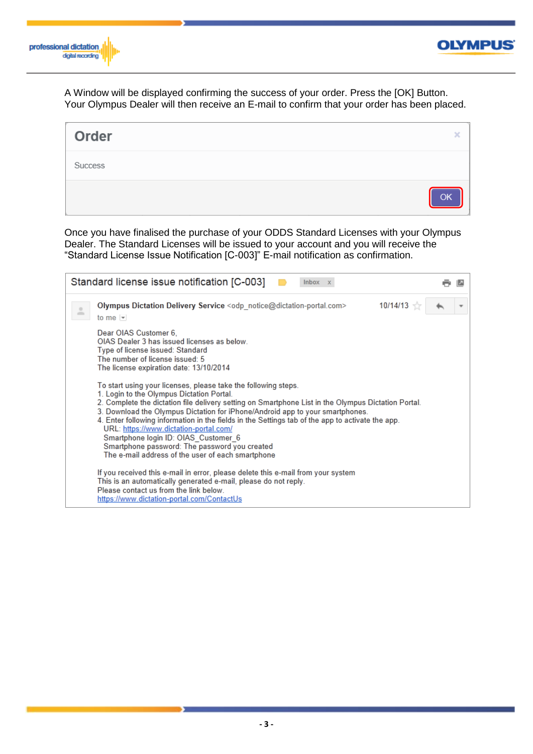A Window will be displayed confirming the success of your order. Press the [OK] Button. Your Olympus Dealer will then receive an E-mail to confirm that your order has been placed.

**Order**

Success

[OK]

Once you have finalised the purchase of your ODDS Standard Licenses with your Olympus Dealer. The Standard Licenses will be issued to your account and you will receive the "Standard License Issue Notification [C-003]" E-mail notification as confirmation.

**Standard license issue notification [C-003]** Inbox x

**Olympus Dictation Delivery Service** <odp_notice@dictation-portal.com> 10/14/13

to me

Dear OIAS Customer 6,
OIAS Dealer 3 has issued licenses as below.
Type of license issued: Standard
The number of license issued: 5
The license expiration date: 13/10/2014

To start using your licenses, please take the following steps.

1. Login to the Olympus Dictation Portal.
2. Complete the dictation file delivery setting on Smartphone List in the Olympus Dictation Portal.
3. Download the Olympus Dictation for iPhone/Android app to your smartphones.
4. Enter following information in the fields in the Settings tab of the app to activate the app.
   URL: https://www.dictation-portal.com/
   Smartphone login ID: OIAS_Customer_6
   Smartphone password: The password you created
   The e-mail address of the user of each smartphone

If you received this e-mail in error, please delete this e-mail from your system
This is an automatically generated e-mail, please do not reply.
Please contact us from the link below.
https://www.dictation-portal.com/ContactUs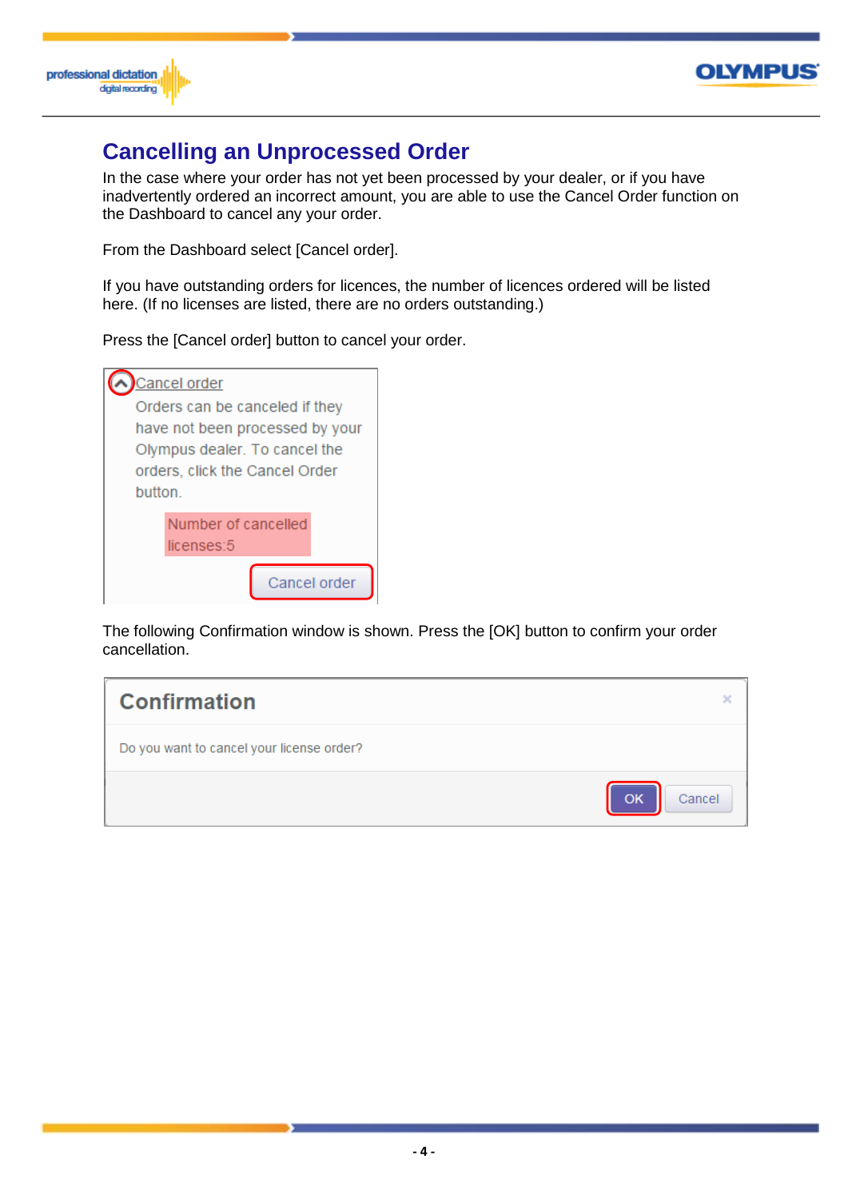# Cancelling an Unprocessed Order

In the case where your order has not yet been processed by your dealer, or if you have inadvertently ordered an incorrect amount, you are able to use the Cancel Order function on the Dashboard to cancel any your order.

From the Dashboard select [Cancel order].

If you have outstanding orders for licences, the number of licences ordered will be listed here. (If no licenses are listed, there are no orders outstanding.)

Press the [Cancel order] button to cancel your order.

Cancel order

Orders can be canceled if they have not been processed by your Olympus dealer. To cancel the orders, click the Cancel Order button.

Number of cancelled licenses:5

Cancel order

The following Confirmation window is shown. Press the [OK] button to confirm your order cancellation.

Confirmation

Do you want to cancel your license order?

OK Cancel